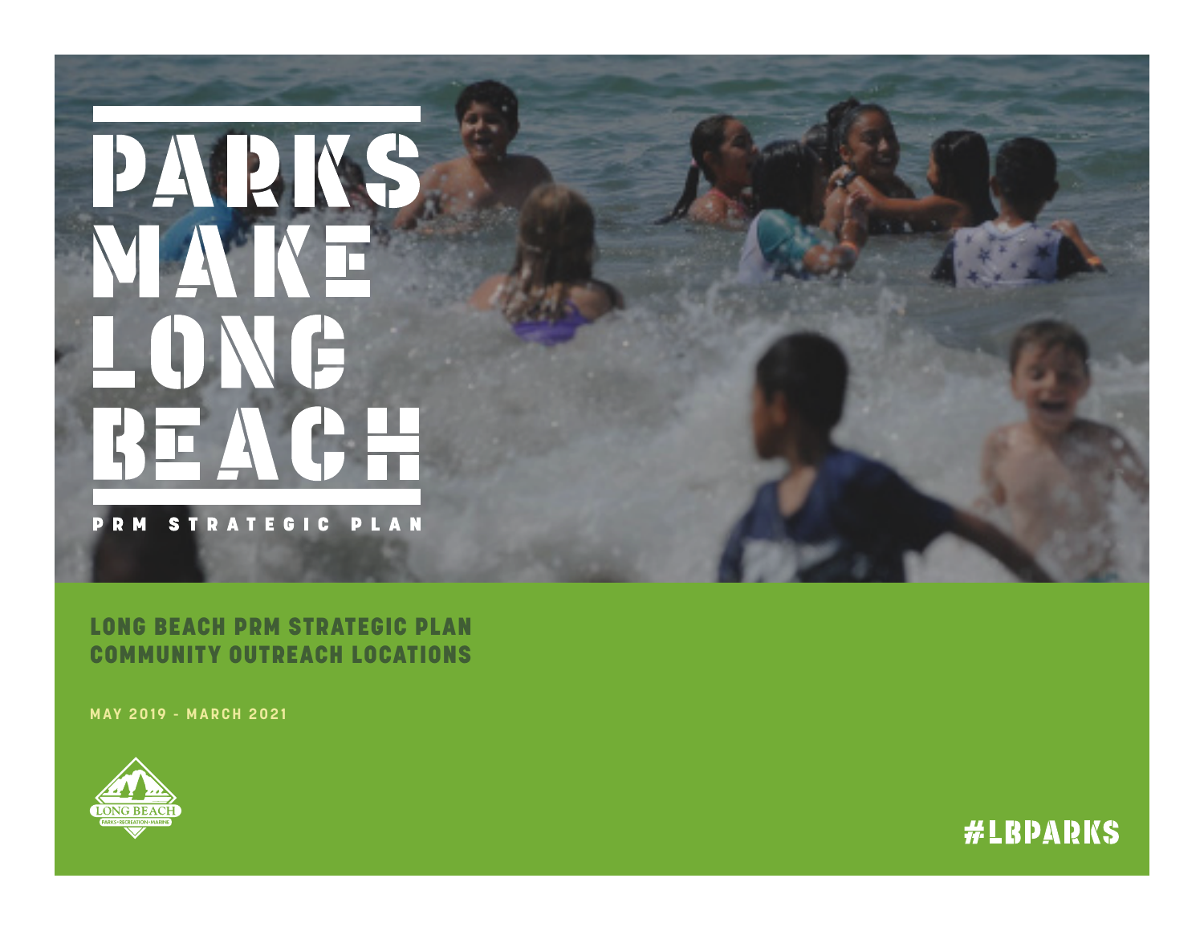# PARKS MAKE LONG BEACH

PRM STRATEGIC PLAN

## LONG BEACH PRM STRATEGIC PLAN COMMUNITY OUTREACH LOCATIONS

MAY 2019 - MARCH 2021

LONG BEACH
PARKS • RECREATION • MARINE

#LBPARKS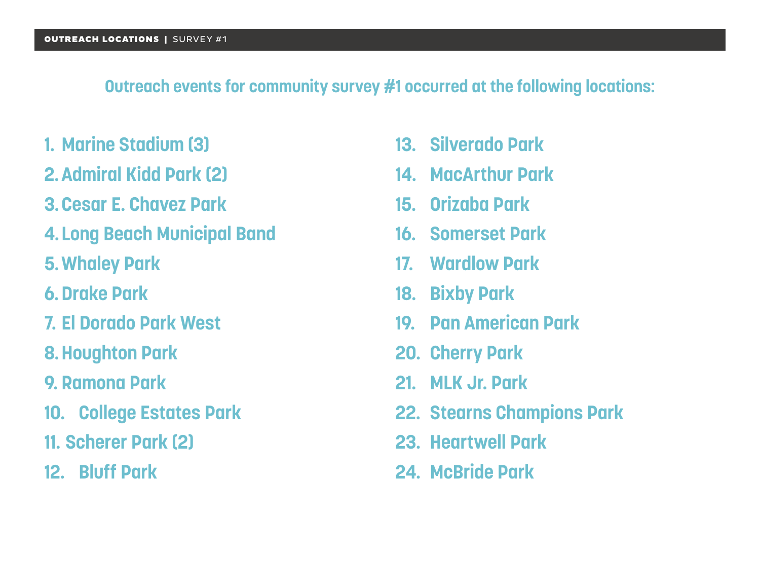**OUTREACH LOCATIONS** | SURVEY #1

## Outreach events for community survey #1 occurred at the following locations:

1. Marine Stadium (3)
2. Admiral Kidd Park (2)
3. Cesar E. Chavez Park
4. Long Beach Municipal Band
5. Whaley Park
6. Drake Park
7. El Dorado Park West
8. Houghton Park
9. Ramona Park
10. College Estates Park
11. Scherer Park (2)
12. Bluff Park
13. Silverado Park
14. MacArthur Park
15. Orizaba Park
16. Somerset Park
17. Wardlow Park
18. Bixby Park
19. Pan American Park
20. Cherry Park
21. MLK Jr. Park
22. Stearns Champions Park
23. Heartwell Park
24. McBride Park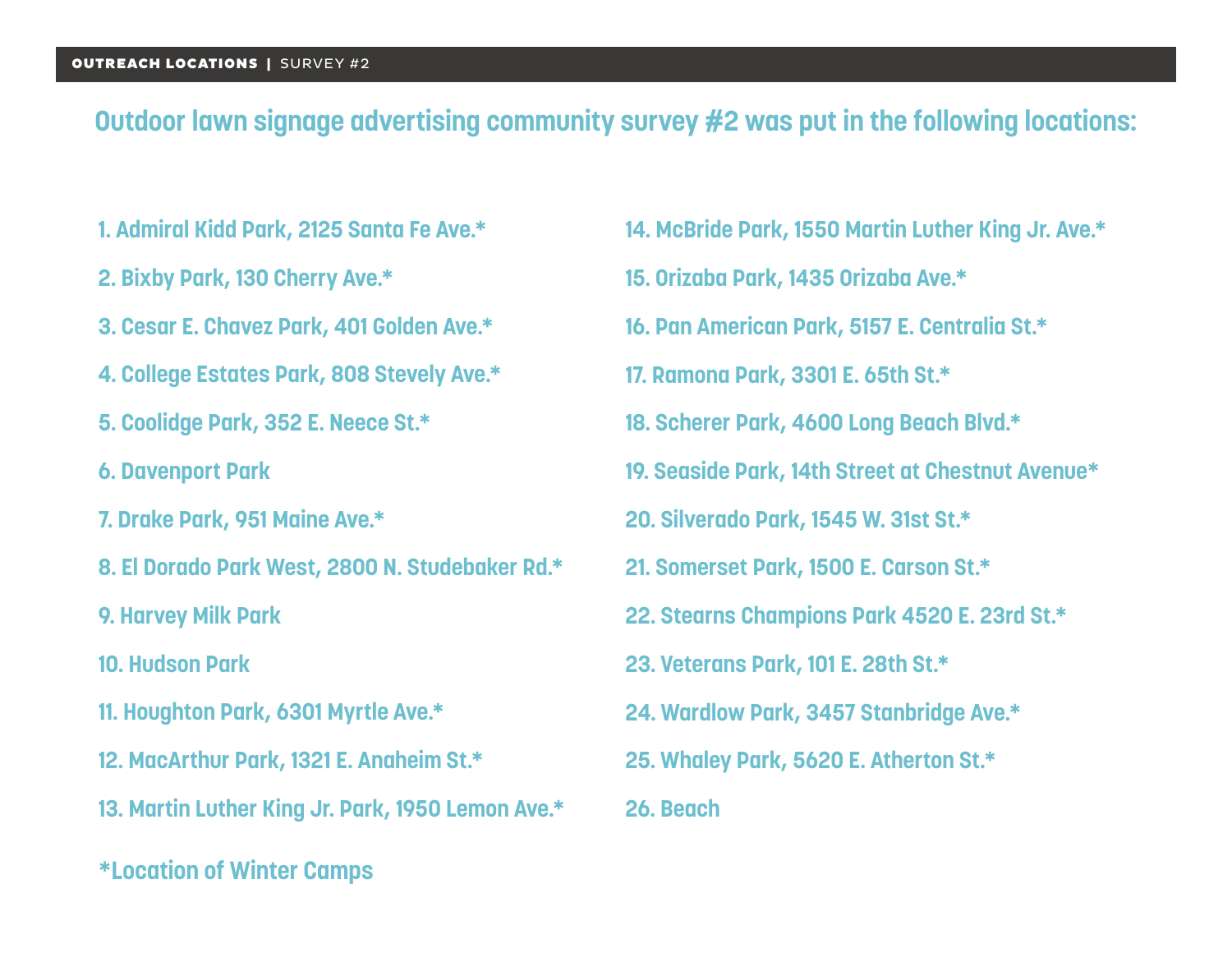**OUTREACH LOCATIONS** | SURVEY #2

## Outdoor lawn signage advertising community survey #2 was put in the following locations:

1. Admiral Kidd Park, 2125 Santa Fe Ave.*
2. Bixby Park, 130 Cherry Ave.*
3. Cesar E. Chavez Park, 401 Golden Ave.*
4. College Estates Park, 808 Stevely Ave.*
5. Coolidge Park, 352 E. Neece St.*
6. Davenport Park
7. Drake Park, 951 Maine Ave.*
8. El Dorado Park West, 2800 N. Studebaker Rd.*
9. Harvey Milk Park
10. Hudson Park
11. Houghton Park, 6301 Myrtle Ave.*
12. MacArthur Park, 1321 E. Anaheim St.*
13. Martin Luther King Jr. Park, 1950 Lemon Ave.*
14. McBride Park, 1550 Martin Luther King Jr. Ave.*
15. Orizaba Park, 1435 Orizaba Ave.*
16. Pan American Park, 5157 E. Centralia St.*
17. Ramona Park, 3301 E. 65th St.*
18. Scherer Park, 4600 Long Beach Blvd.*
19. Seaside Park, 14th Street at Chestnut Avenue*
20. Silverado Park, 1545 W. 31st St.*
21. Somerset Park, 1500 E. Carson St.*
22. Stearns Champions Park 4520 E. 23rd St.*
23. Veterans Park, 101 E. 28th St.*
24. Wardlow Park, 3457 Stanbridge Ave.*
25. Whaley Park, 5620 E. Atherton St.*
26. Beach

*Location of Winter Camps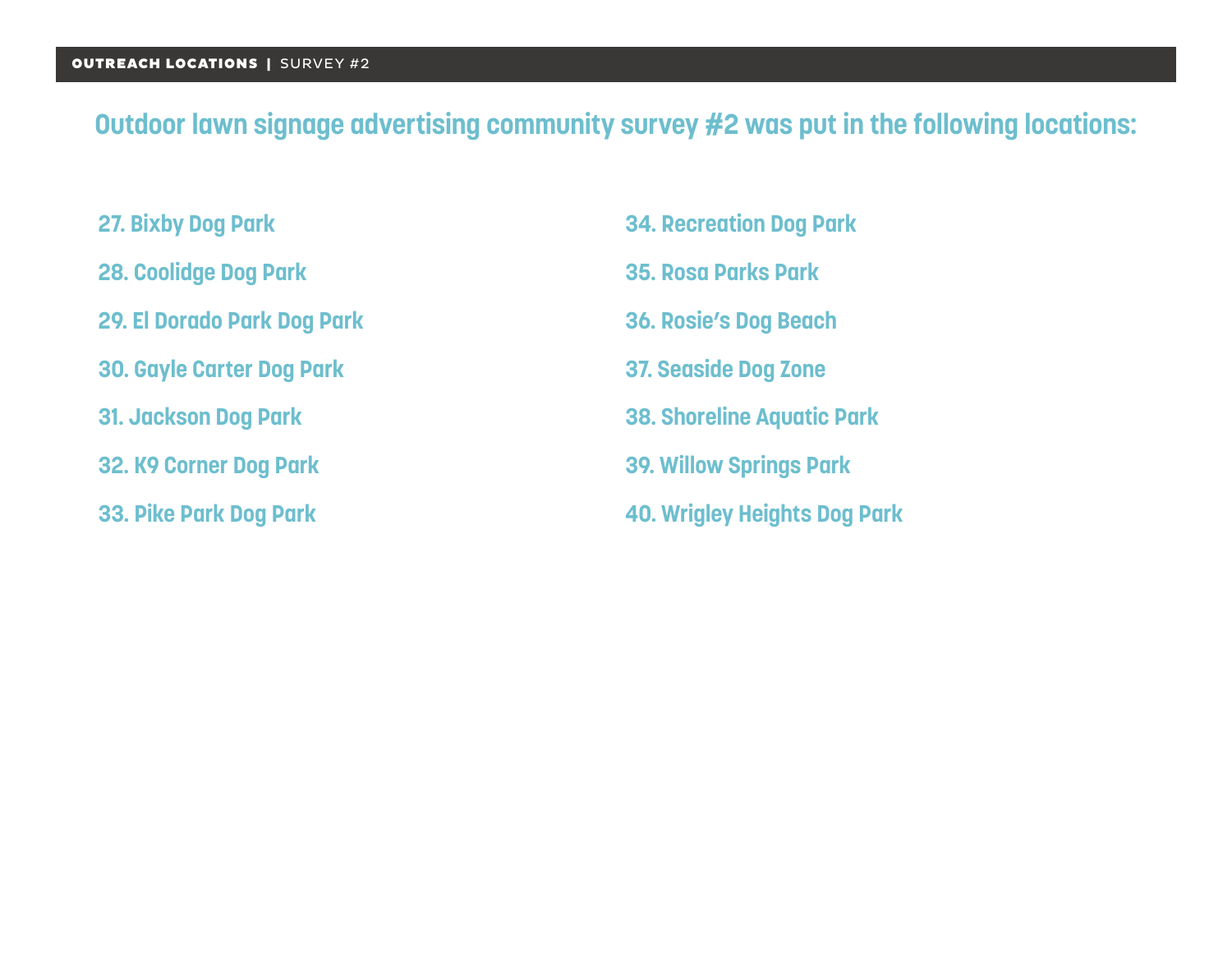**OUTREACH LOCATIONS** | SURVEY #2

## Outdoor lawn signage advertising community survey #2 was put in the following locations:

27. Bixby Dog Park
28. Coolidge Dog Park
29. El Dorado Park Dog Park
30. Gayle Carter Dog Park
31. Jackson Dog Park
32. K9 Corner Dog Park
33. Pike Park Dog Park
34. Recreation Dog Park
35. Rosa Parks Park
36. Rosie's Dog Beach
37. Seaside Dog Zone
38. Shoreline Aquatic Park
39. Willow Springs Park
40. Wrigley Heights Dog Park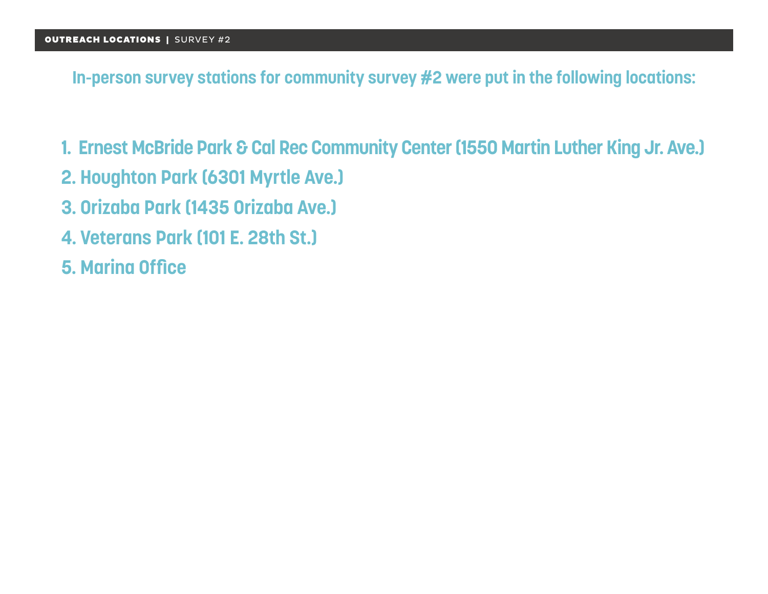## OUTREACH LOCATIONS | SURVEY #2

**In-person survey stations for community survey #2 were put in the following locations:**

1. Ernest McBride Park & Cal Rec Community Center (1550 Martin Luther King Jr. Ave.)
2. Houghton Park (6301 Myrtle Ave.)
3. Orizaba Park (1435 Orizaba Ave.)
4. Veterans Park (101 E. 28th St.)
5. Marina Office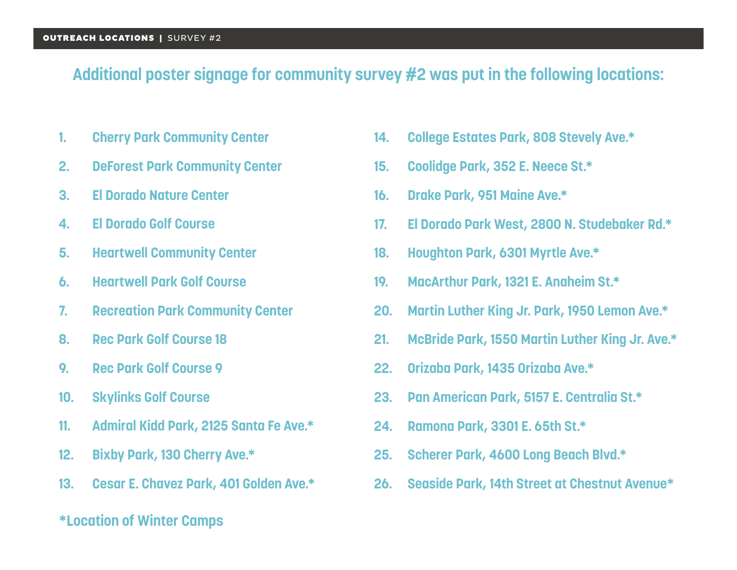**OUTREACH LOCATIONS** | SURVEY #2

## Additional poster signage for community survey #2 was put in the following locations:

1. Cherry Park Community Center
2. DeForest Park Community Center
3. El Dorado Nature Center
4. El Dorado Golf Course
5. Heartwell Community Center
6. Heartwell Park Golf Course
7. Recreation Park Community Center
8. Rec Park Golf Course 18
9. Rec Park Golf Course 9
10. Skylinks Golf Course
11. Admiral Kidd Park, 2125 Santa Fe Ave.*
12. Bixby Park, 130 Cherry Ave.*
13. Cesar E. Chavez Park, 401 Golden Ave.*
14. College Estates Park, 808 Stevely Ave.*
15. Coolidge Park, 352 E. Neece St.*
16. Drake Park, 951 Maine Ave.*
17. El Dorado Park West, 2800 N. Studebaker Rd.*
18. Houghton Park, 6301 Myrtle Ave.*
19. MacArthur Park, 1321 E. Anaheim St.*
20. Martin Luther King Jr. Park, 1950 Lemon Ave.*
21. McBride Park, 1550 Martin Luther King Jr. Ave.*
22. Orizaba Park, 1435 Orizaba Ave.*
23. Pan American Park, 5157 E. Centralia St.*
24. Ramona Park, 3301 E. 65th St.*
25. Scherer Park, 4600 Long Beach Blvd.*
26. Seaside Park, 14th Street at Chestnut Avenue*

*Location of Winter Camps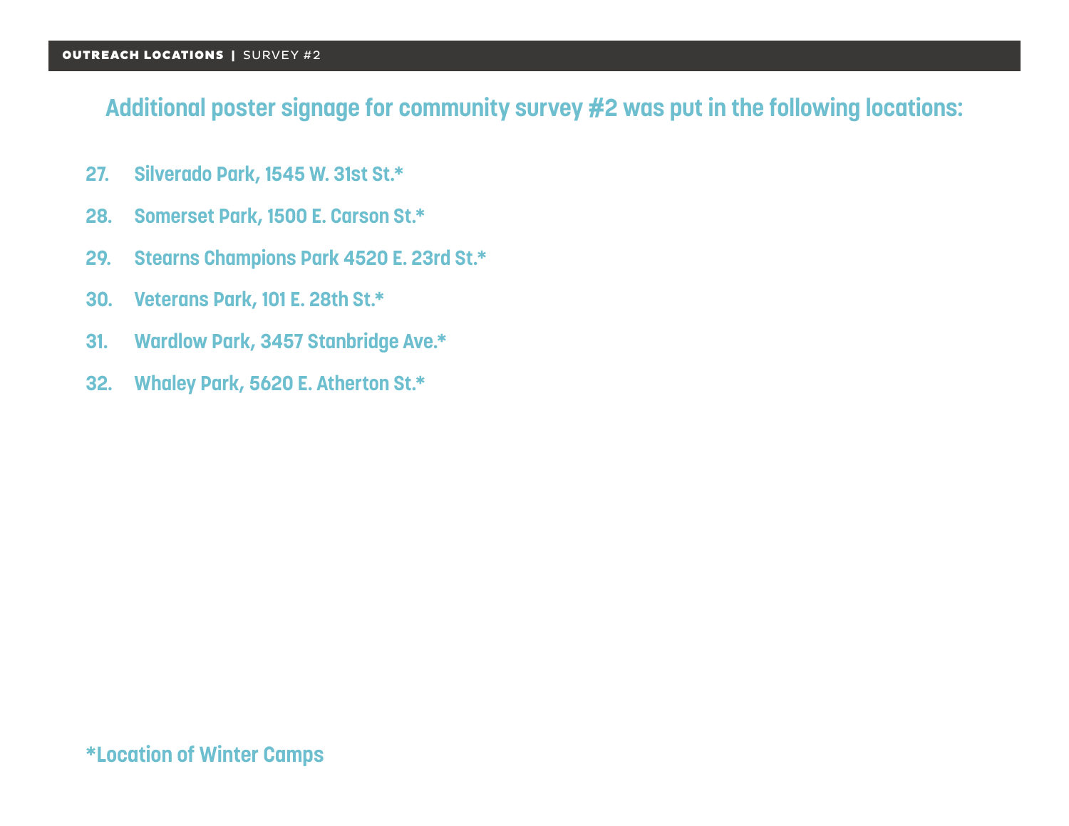## Additional poster signage for community survey #2 was put in the following locations:

27. Silverado Park, 1545 W. 31st St.*
28. Somerset Park, 1500 E. Carson St.*
29. Stearns Champions Park 4520 E. 23rd St.*
30. Veterans Park, 101 E. 28th St.*
31. Wardlow Park, 3457 Stanbridge Ave.*
32. Whaley Park, 5620 E. Atherton St.*

*Location of Winter Camps